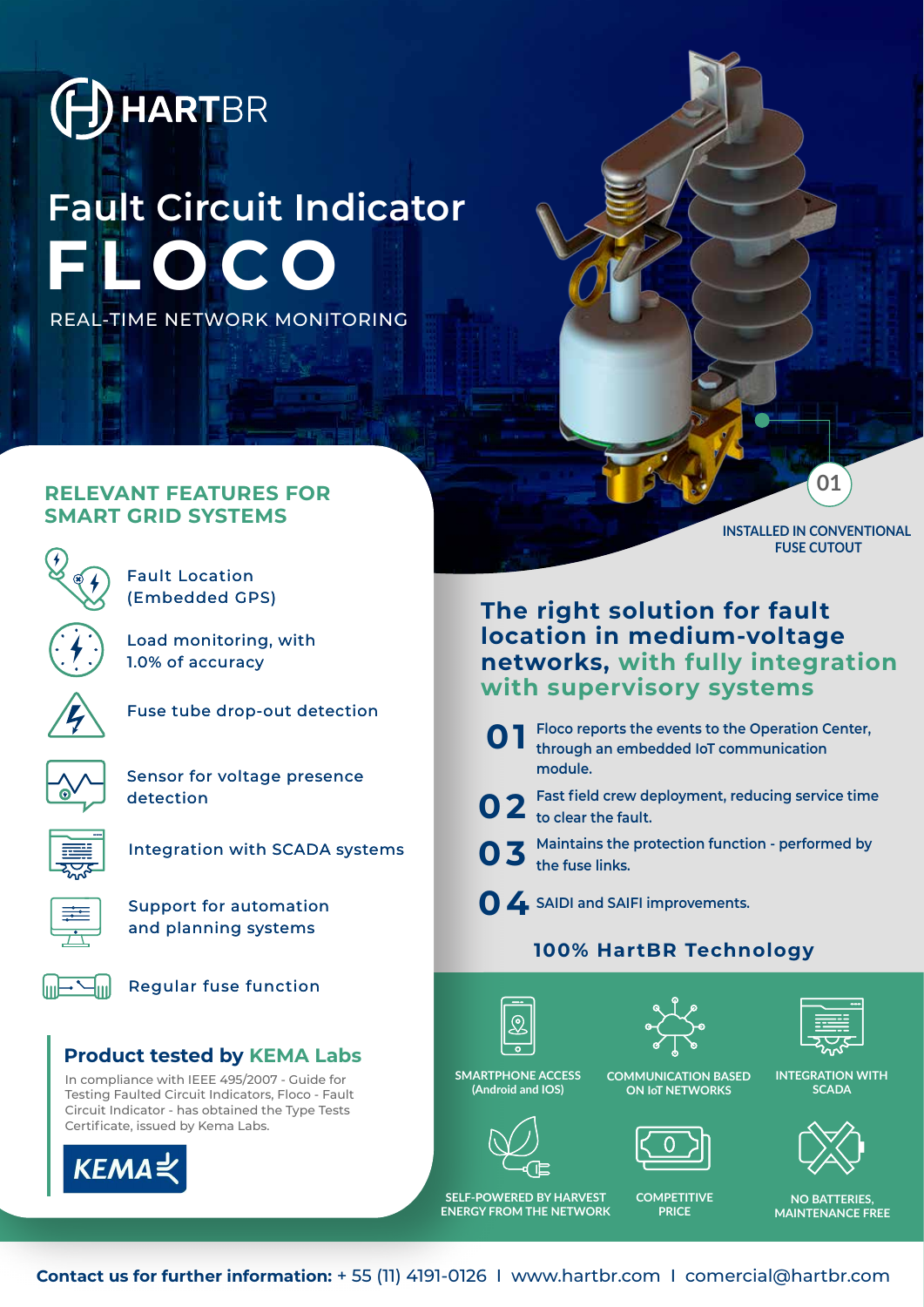# HARTBR

# Fault Circuit Indicator FLOCO

REAL-TIME NETWORK MONITORING

01

INSTALLED IN CONVENTIONAL FUSE CUTOUT

## RELEVANT FEATURES FOR SMART GRID SYSTEMS

- Fault Location (Embedded GPS)
- Load monitoring, with 1.0% of accuracy
- Fuse tube drop-out detection
- Sensor for voltage presence detection
- Integration with SCADA systems
- Support for automation and planning systems
- Regular fuse function

### Product tested by KEMA Labs

In compliance with IEEE 495/2007 - Guide for Testing Faulted Circuit Indicators, Floco - Fault Circuit Indicator - has obtained the Type Tests Certificate, issued by Kema Labs.

KEMA

## The right solution for fault location in medium-voltage networks, with fully integration with supervisory systems

**01** Floco reports the events to the Operation Center, through an embedded IoT communication module.

**02** Fast field crew deployment, reducing service time to clear the fault.

**03** Maintains the protection function - performed by the fuse links.

**04** SAIDI and SAIFI improvements.

### 100% HartBR Technology

- SMARTPHONE ACCESS (Android and IOS)
- COMMUNICATION BASED ON IoT NETWORKS
- INTEGRATION WITH SCADA
- SELF-POWERED BY HARVEST ENERGY FROM THE NETWORK
- COMPETITIVE PRICE
- NO BATTERIES, MAINTENANCE FREE

**Contact us for further information:** + 55 (11) 4191-0126 I www.hartbr.com I comercial@hartbr.com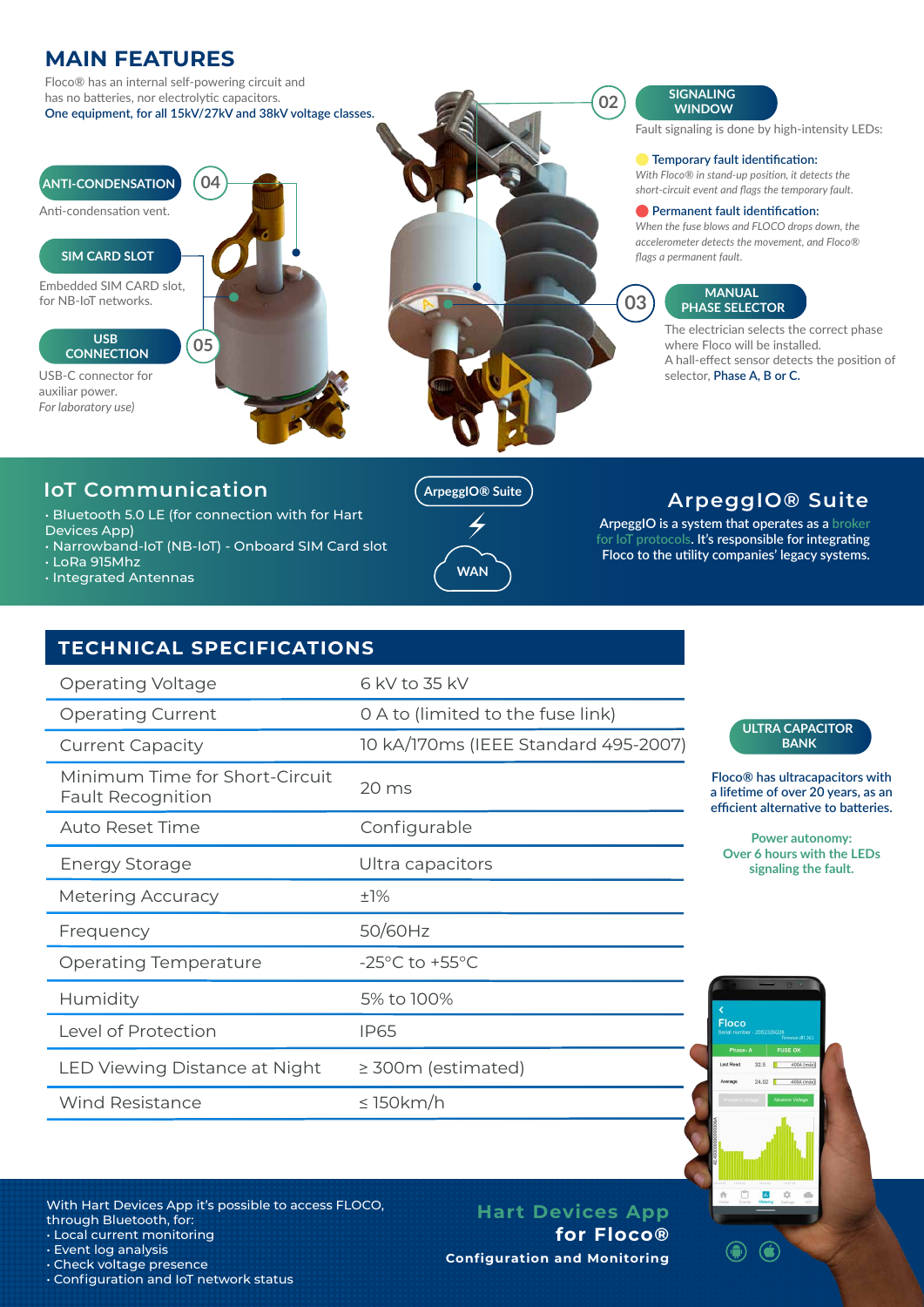## MAIN FEATURES

Floco® has an internal self-powering circuit and has no batteries, nor electrolytic capacitors.
One equipment, for all 15kV/27kV and 38kV voltage classes.

**04 ANTI-CONDENSATION**

Anti-condensation vent.

**SIM CARD SLOT**

Embedded SIM CARD slot, for NB-IoT networks.

**05 USB CONNECTION**

USB-C connector for auxiliar power.
*For laboratory use)*

**02 SIGNALING WINDOW**

Fault signaling is done by high-intensity LEDs:

Temporary fault identification:
*With Floco® in stand-up position, it detects the short-circuit event and flags the temporary fault.*

Permanent fault identification:
*When the fuse blows and FLOCO drops down, the accelerometer detects the movement, and Floco® flags a permanent fault.*

**03 MANUAL PHASE SELECTOR**

The electrician selects the correct phase where Floco will be installed.
A hall-effect sensor detects the position of selector, Phase A, B or C.

## IoT Communication

- Bluetooth 5.0 LE (for connection with for Hart Devices App)
- Narrowband-IoT (NB-IoT) - Onboard SIM Card slot
- LoRa 915Mhz
- Integrated Antennas

ArpeggIO® Suite

WAN

## ArpeggIO® Suite

ArpeggIO is a system that operates as a broker for IoT protocols. It's responsible for integrating Floco to the utility companies' legacy systems.

## TECHNICAL SPECIFICATIONS

| | |
|---|---|
| Operating Voltage | 6 kV to 35 kV |
| Operating Current | 0 A to (limited to the fuse link) |
| Current Capacity | 10 kA/170ms (IEEE Standard 495-2007) |
| Minimum Time for Short-Circuit Fault Recognition | 20 ms |
| Auto Reset Time | Configurable |
| Energy Storage | Ultra capacitors |
| Metering Accuracy | ±1% |
| Frequency | 50/60Hz |
| Operating Temperature | -25°C to +55°C |
| Humidity | 5% to 100% |
| Level of Protection | IP65 |
| LED Viewing Distance at Night | ≥ 300m (estimated) |
| Wind Resistance | ≤ 150km/h |

**ULTRA CAPACITOR BANK**

Floco® has ultracapacitors with a lifetime of over 20 years, as an efficient alternative to batteries.

Power autonomy:
Over 6 hours with the LEDs signaling the fault.

With Hart Devices App it's possible to access FLOCO, through Bluetooth, for:
- Local current monitoring
- Event log analysis
- Check voltage presence
- Configuration and IoT network status

## Hart Devices App for Floco®

**Configuration and Monitoring**